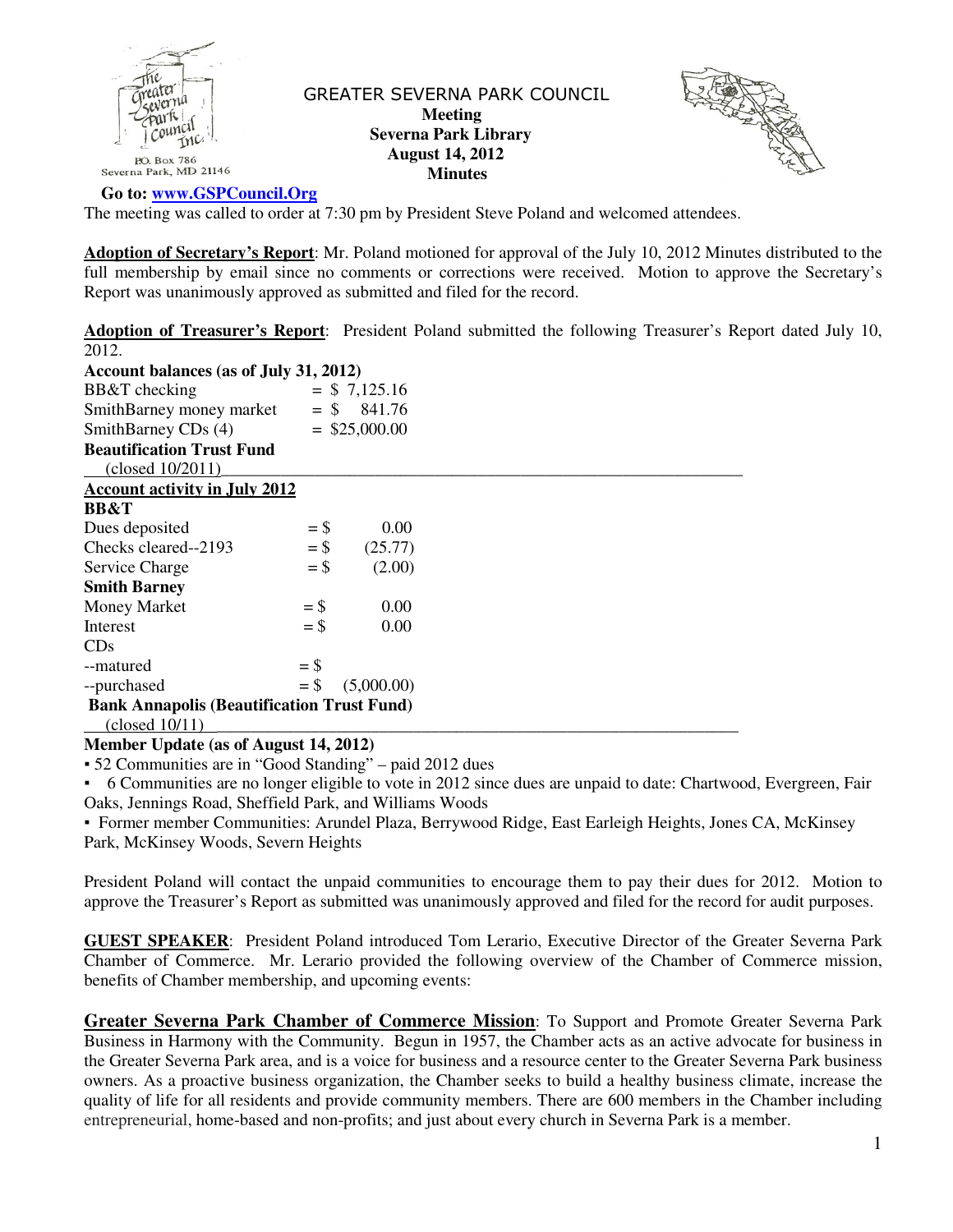The Greater Severna Park Council Inc.
P.O. Box 786
Severna Park, MD 21146

# GREATER SEVERNA PARK COUNCIL
## Meeting
## Severna Park Library
## August 14, 2012
## Minutes

**Go to: www.GSPCouncil.Org**

The meeting was called to order at 7:30 pm by President Steve Poland and welcomed attendees.

**Adoption of Secretary's Report**: Mr. Poland motioned for approval of the July 10, 2012 Minutes distributed to the full membership by email since no comments or corrections were received. Motion to approve the Secretary's Report was unanimously approved as submitted and filed for the record.

**Adoption of Treasurer's Report**: President Poland submitted the following Treasurer's Report dated July 10, 2012.

**Account balances (as of July 31, 2012)**

| | |
|---|---|
| BB&T checking | = $ 7,125.16 |
| SmithBarney money market | = $ 841.76 |
| SmithBarney CDs (4) | = $25,000.00 |
| **Beautification Trust Fund** (closed 10/2011) | |

**Account activity in July 2012**

| | |
|---|---|
| **BB&T** | |
| Dues deposited | = $ 0.00 |
| Checks cleared--2193 | = $ (25.77) |
| Service Charge | = $ (2.00) |
| **Smith Barney** | |
| Money Market | = $ 0.00 |
| Interest | = $ 0.00 |
| CDs | |
| --matured | = $ |
| --purchased | = $ (5,000.00) |
| **Bank Annapolis (Beautification Trust Fund)** (closed 10/11) | |

**Member Update (as of August 14, 2012)**

- 52 Communities are in "Good Standing" – paid 2012 dues
- 6 Communities are no longer eligible to vote in 2012 since dues are unpaid to date: Chartwood, Evergreen, Fair Oaks, Jennings Road, Sheffield Park, and Williams Woods
- Former member Communities: Arundel Plaza, Berrywood Ridge, East Earleigh Heights, Jones CA, McKinsey Park, McKinsey Woods, Severn Heights

President Poland will contact the unpaid communities to encourage them to pay their dues for 2012. Motion to approve the Treasurer's Report as submitted was unanimously approved and filed for the record for audit purposes.

**GUEST SPEAKER**: President Poland introduced Tom Lerario, Executive Director of the Greater Severna Park Chamber of Commerce. Mr. Lerario provided the following overview of the Chamber of Commerce mission, benefits of Chamber membership, and upcoming events:

**Greater Severna Park Chamber of Commerce Mission**: To Support and Promote Greater Severna Park Business in Harmony with the Community. Begun in 1957, the Chamber acts as an active advocate for business in the Greater Severna Park area, and is a voice for business and a resource center to the Greater Severna Park business owners. As a proactive business organization, the Chamber seeks to build a healthy business climate, increase the quality of life for all residents and provide community members. There are 600 members in the Chamber including entrepreneurial, home-based and non-profits; and just about every church in Severna Park is a member.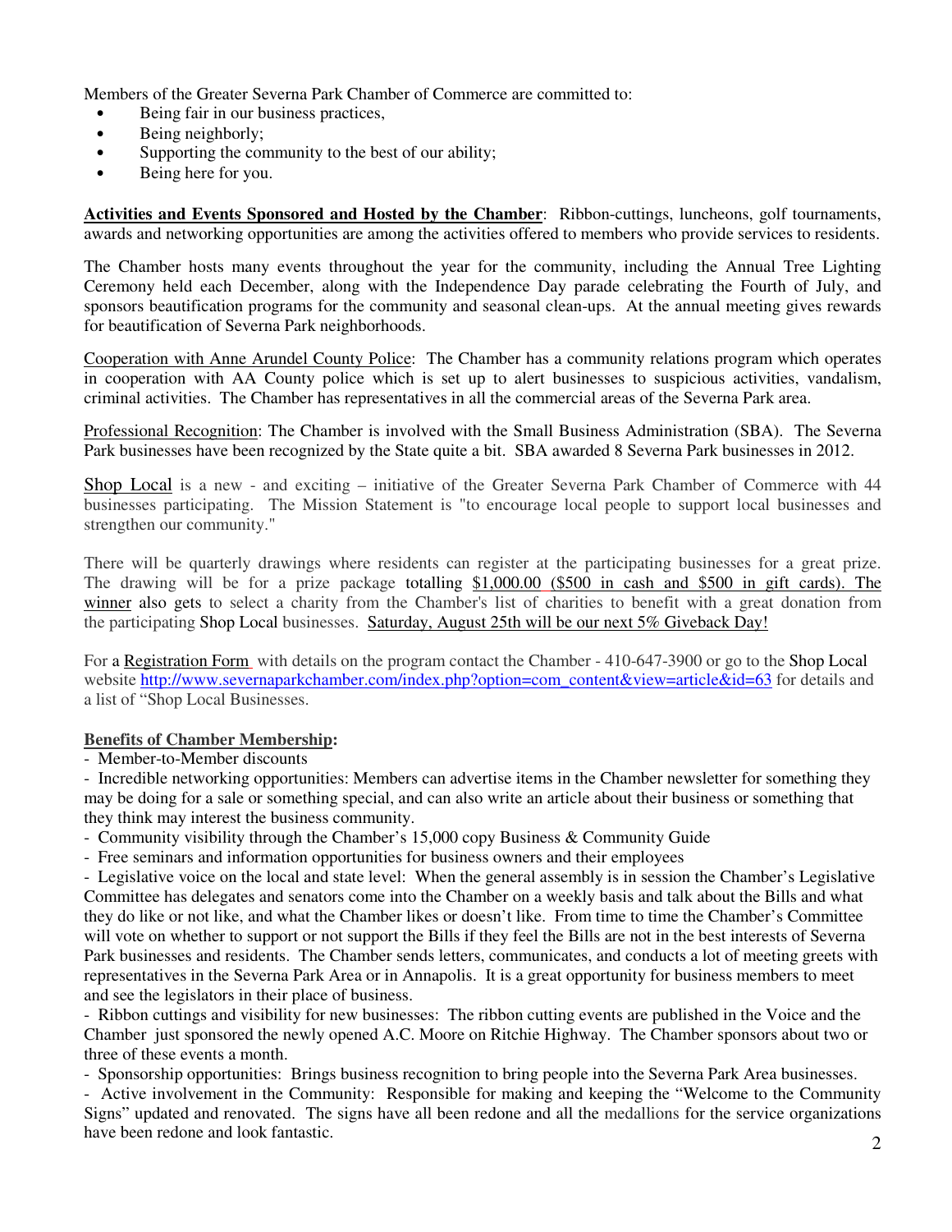Members of the Greater Severna Park Chamber of Commerce are committed to:

- Being fair in our business practices,
- Being neighborly;
- Supporting the community to the best of our ability;
- Being here for you.

**Activities and Events Sponsored and Hosted by the Chamber**: Ribbon-cuttings, luncheons, golf tournaments, awards and networking opportunities are among the activities offered to members who provide services to residents.

The Chamber hosts many events throughout the year for the community, including the Annual Tree Lighting Ceremony held each December, along with the Independence Day parade celebrating the Fourth of July, and sponsors beautification programs for the community and seasonal clean-ups. At the annual meeting gives rewards for beautification of Severna Park neighborhoods.

Cooperation with Anne Arundel County Police: The Chamber has a community relations program which operates in cooperation with AA County police which is set up to alert businesses to suspicious activities, vandalism, criminal activities. The Chamber has representatives in all the commercial areas of the Severna Park area.

Professional Recognition: The Chamber is involved with the Small Business Administration (SBA). The Severna Park businesses have been recognized by the State quite a bit. SBA awarded 8 Severna Park businesses in 2012.

Shop Local is a new - and exciting – initiative of the Greater Severna Park Chamber of Commerce with 44 businesses participating. The Mission Statement is "to encourage local people to support local businesses and strengthen our community."

There will be quarterly drawings where residents can register at the participating businesses for a great prize. The drawing will be for a prize package totalling $1,000.00 ($500 in cash and $500 in gift cards). The winner also gets to select a charity from the Chamber's list of charities to benefit with a great donation from the participating Shop Local businesses. Saturday, August 25th will be our next 5% Giveback Day!

For a Registration Form with details on the program contact the Chamber - 410-647-3900 or go to the Shop Local website http://www.severnaparkchamber.com/index.php?option=com_content&view=article&id=63 for details and a list of "Shop Local Businesses.

**Benefits of Chamber Membership:**

- Member-to-Member discounts
- Incredible networking opportunities: Members can advertise items in the Chamber newsletter for something they may be doing for a sale or something special, and can also write an article about their business or something that they think may interest the business community.
- Community visibility through the Chamber's 15,000 copy Business & Community Guide
- Free seminars and information opportunities for business owners and their employees
- Legislative voice on the local and state level: When the general assembly is in session the Chamber's Legislative Committee has delegates and senators come into the Chamber on a weekly basis and talk about the Bills and what they do like or not like, and what the Chamber likes or doesn't like. From time to time the Chamber's Committee will vote on whether to support or not support the Bills if they feel the Bills are not in the best interests of Severna Park businesses and residents. The Chamber sends letters, communicates, and conducts a lot of meeting greets with representatives in the Severna Park Area or in Annapolis. It is a great opportunity for business members to meet and see the legislators in their place of business.
- Ribbon cuttings and visibility for new businesses: The ribbon cutting events are published in the Voice and the Chamber just sponsored the newly opened A.C. Moore on Ritchie Highway. The Chamber sponsors about two or three of these events a month.
- Sponsorship opportunities: Brings business recognition to bring people into the Severna Park Area businesses.
- Active involvement in the Community: Responsible for making and keeping the "Welcome to the Community Signs" updated and renovated. The signs have all been redone and all the medallions for the service organizations have been redone and look fantastic.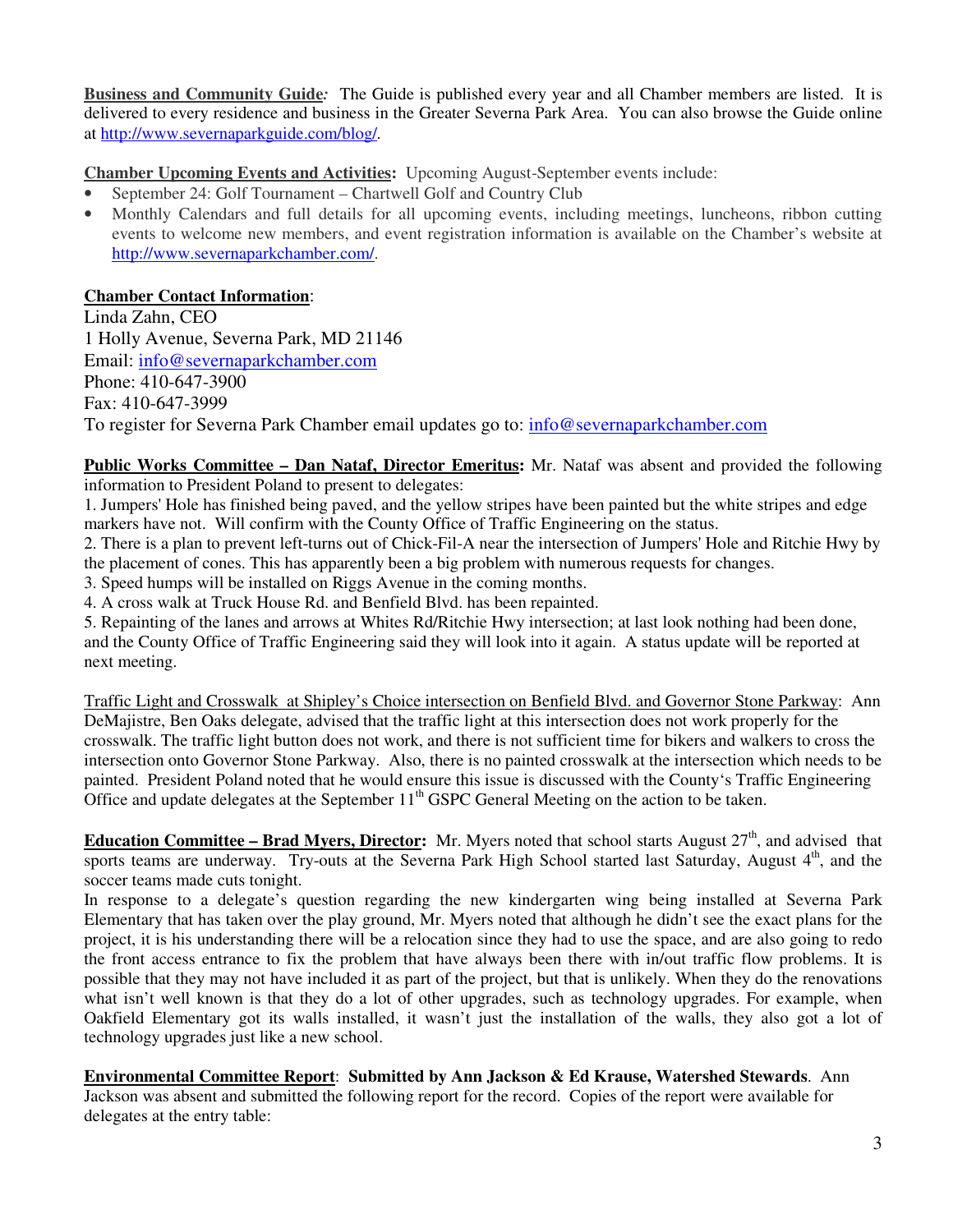**Business and Community Guide***:* The Guide is published every year and all Chamber members are listed. It is delivered to every residence and business in the Greater Severna Park Area. You can also browse the Guide online at http://www.severnaparkguide.com/blog/.

**Chamber Upcoming Events and Activities:** Upcoming August-September events include:

- September 24: Golf Tournament – Chartwell Golf and Country Club
- Monthly Calendars and full details for all upcoming events, including meetings, luncheons, ribbon cutting events to welcome new members, and event registration information is available on the Chamber's website at http://www.severnaparkchamber.com/.

**Chamber Contact Information**:
Linda Zahn, CEO
1 Holly Avenue, Severna Park, MD 21146
Email: info@severnaparkchamber.com
Phone: 410-647-3900
Fax: 410-647-3999
To register for Severna Park Chamber email updates go to: info@severnaparkchamber.com

**Public Works Committee – Dan Nataf, Director Emeritus:** Mr. Nataf was absent and provided the following information to President Poland to present to delegates:

1. Jumpers' Hole has finished being paved, and the yellow stripes have been painted but the white stripes and edge markers have not. Will confirm with the County Office of Traffic Engineering on the status.
2. There is a plan to prevent left-turns out of Chick-Fil-A near the intersection of Jumpers' Hole and Ritchie Hwy by the placement of cones. This has apparently been a big problem with numerous requests for changes.
3. Speed humps will be installed on Riggs Avenue in the coming months.
4. A cross walk at Truck House Rd. and Benfield Blvd. has been repainted.
5. Repainting of the lanes and arrows at Whites Rd/Ritchie Hwy intersection; at last look nothing had been done, and the County Office of Traffic Engineering said they will look into it again. A status update will be reported at next meeting.

Traffic Light and Crosswalk at Shipley's Choice intersection on Benfield Blvd. and Governor Stone Parkway: Ann DeMajistre, Ben Oaks delegate, advised that the traffic light at this intersection does not work properly for the crosswalk. The traffic light button does not work, and there is not sufficient time for bikers and walkers to cross the intersection onto Governor Stone Parkway. Also, there is no painted crosswalk at the intersection which needs to be painted. President Poland noted that he would ensure this issue is discussed with the County's Traffic Engineering Office and update delegates at the September 11th GSPC General Meeting on the action to be taken.

**Education Committee – Brad Myers, Director:** Mr. Myers noted that school starts August 27th, and advised that sports teams are underway. Try-outs at the Severna Park High School started last Saturday, August 4th, and the soccer teams made cuts tonight.

In response to a delegate's question regarding the new kindergarten wing being installed at Severna Park Elementary that has taken over the play ground, Mr. Myers noted that although he didn't see the exact plans for the project, it is his understanding there will be a relocation since they had to use the space, and are also going to redo the front access entrance to fix the problem that have always been there with in/out traffic flow problems. It is possible that they may not have included it as part of the project, but that is unlikely. When they do the renovations what isn't well known is that they do a lot of other upgrades, such as technology upgrades. For example, when Oakfield Elementary got its walls installed, it wasn't just the installation of the walls, they also got a lot of technology upgrades just like a new school.

**Environmental Committee Report**: **Submitted by Ann Jackson & Ed Krause, Watershed Stewards**. Ann Jackson was absent and submitted the following report for the record. Copies of the report were available for delegates at the entry table: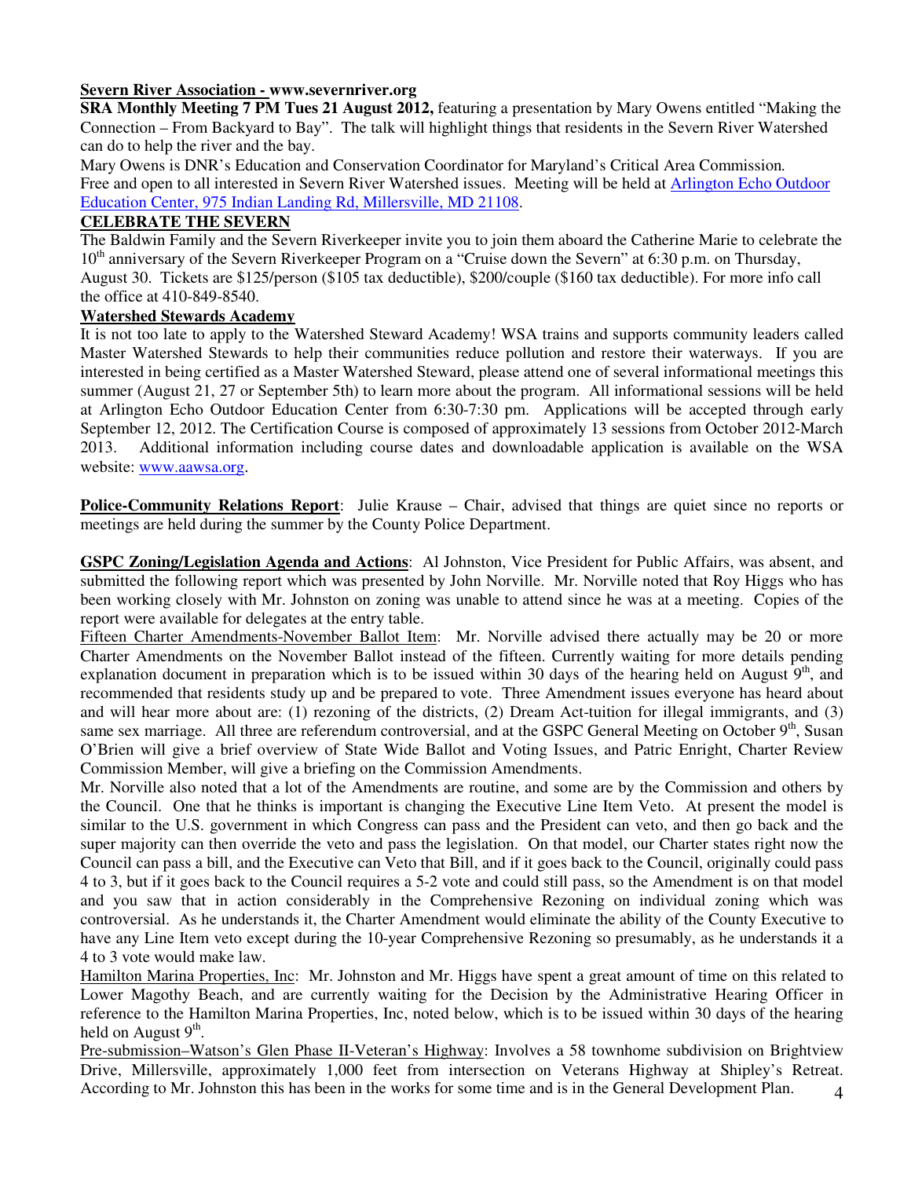**Severn River Association - www.severnriver.org**

**SRA Monthly Meeting 7 PM Tues 21 August 2012,** featuring a presentation by Mary Owens entitled "Making the Connection – From Backyard to Bay". The talk will highlight things that residents in the Severn River Watershed can do to help the river and the bay.

Mary Owens is DNR's Education and Conservation Coordinator for Maryland's Critical Area Commission.

Free and open to all interested in Severn River Watershed issues. Meeting will be held at Arlington Echo Outdoor Education Center, 975 Indian Landing Rd, Millersville, MD 21108.

**CELEBRATE THE SEVERN**

The Baldwin Family and the Severn Riverkeeper invite you to join them aboard the Catherine Marie to celebrate the 10th anniversary of the Severn Riverkeeper Program on a "Cruise down the Severn" at 6:30 p.m. on Thursday, August 30. Tickets are $125/person ($105 tax deductible), $200/couple ($160 tax deductible). For more info call the office at 410-849-8540.

**Watershed Stewards Academy**

It is not too late to apply to the Watershed Steward Academy! WSA trains and supports community leaders called Master Watershed Stewards to help their communities reduce pollution and restore their waterways. If you are interested in being certified as a Master Watershed Steward, please attend one of several informational meetings this summer (August 21, 27 or September 5th) to learn more about the program. All informational sessions will be held at Arlington Echo Outdoor Education Center from 6:30-7:30 pm. Applications will be accepted through early September 12, 2012. The Certification Course is composed of approximately 13 sessions from October 2012-March 2013. Additional information including course dates and downloadable application is available on the WSA website: www.aawsa.org.

**Police-Community Relations Report**: Julie Krause – Chair, advised that things are quiet since no reports or meetings are held during the summer by the County Police Department.

**GSPC Zoning/Legislation Agenda and Actions**: Al Johnston, Vice President for Public Affairs, was absent, and submitted the following report which was presented by John Norville. Mr. Norville noted that Roy Higgs who has been working closely with Mr. Johnston on zoning was unable to attend since he was at a meeting. Copies of the report were available for delegates at the entry table.

Fifteen Charter Amendments-November Ballot Item: Mr. Norville advised there actually may be 20 or more Charter Amendments on the November Ballot instead of the fifteen. Currently waiting for more details pending explanation document in preparation which is to be issued within 30 days of the hearing held on August 9th, and recommended that residents study up and be prepared to vote. Three Amendment issues everyone has heard about and will hear more about are: (1) rezoning of the districts, (2) Dream Act-tuition for illegal immigrants, and (3) same sex marriage. All three are referendum controversial, and at the GSPC General Meeting on October 9th, Susan O'Brien will give a brief overview of State Wide Ballot and Voting Issues, and Patric Enright, Charter Review Commission Member, will give a briefing on the Commission Amendments.

Mr. Norville also noted that a lot of the Amendments are routine, and some are by the Commission and others by the Council. One that he thinks is important is changing the Executive Line Item Veto. At present the model is similar to the U.S. government in which Congress can pass and the President can veto, and then go back and the super majority can then override the veto and pass the legislation. On that model, our Charter states right now the Council can pass a bill, and the Executive can Veto that Bill, and if it goes back to the Council, originally could pass 4 to 3, but if it goes back to the Council requires a 5-2 vote and could still pass, so the Amendment is on that model and you saw that in action considerably in the Comprehensive Rezoning on individual zoning which was controversial. As he understands it, the Charter Amendment would eliminate the ability of the County Executive to have any Line Item veto except during the 10-year Comprehensive Rezoning so presumably, as he understands it a 4 to 3 vote would make law.

Hamilton Marina Properties, Inc: Mr. Johnston and Mr. Higgs have spent a great amount of time on this related to Lower Magothy Beach, and are currently waiting for the Decision by the Administrative Hearing Officer in reference to the Hamilton Marina Properties, Inc, noted below, which is to be issued within 30 days of the hearing held on August 9th.

Pre-submission–Watson's Glen Phase II-Veteran's Highway: Involves a 58 townhome subdivision on Brightview Drive, Millersville, approximately 1,000 feet from intersection on Veterans Highway at Shipley's Retreat. According to Mr. Johnston this has been in the works for some time and is in the General Development Plan.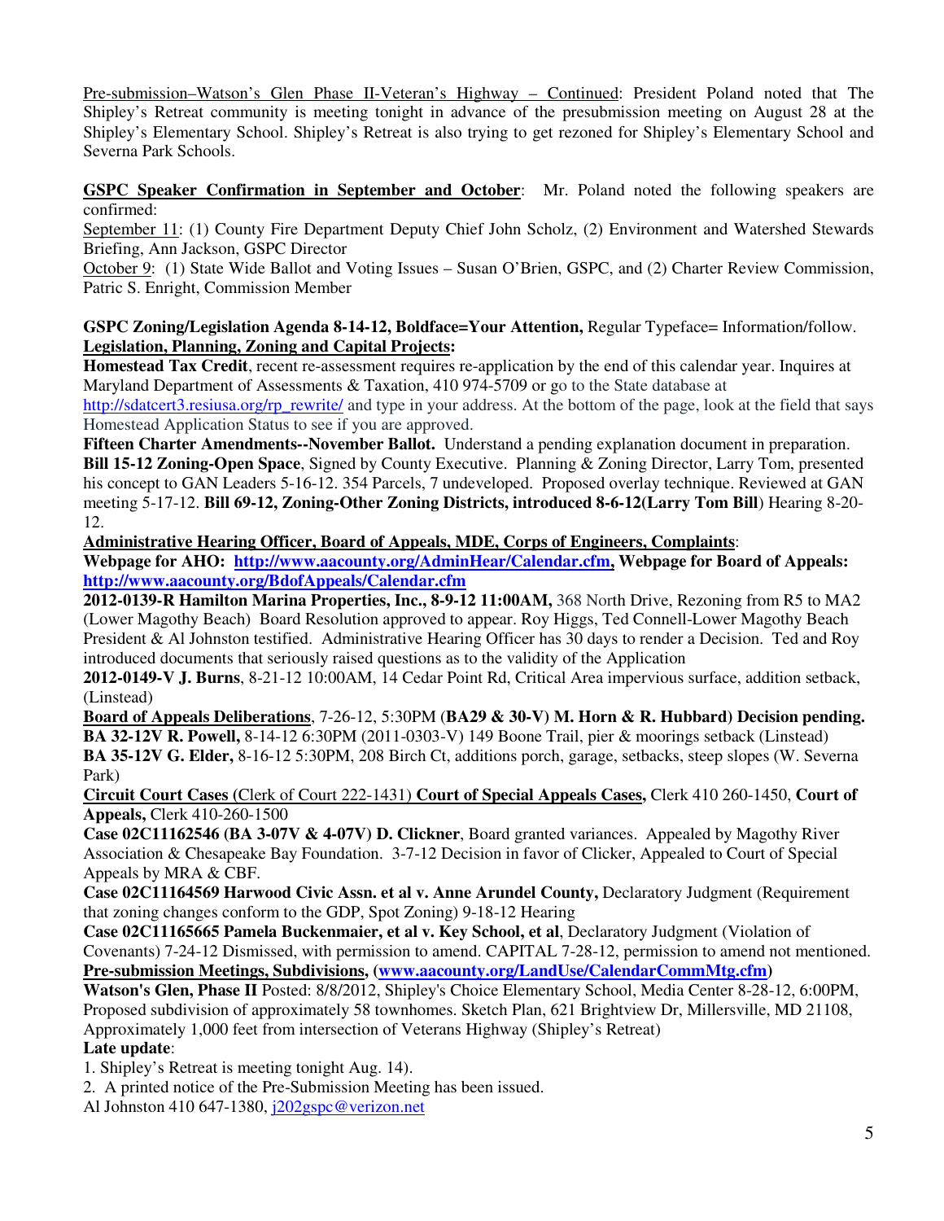Pre-submission–Watson's Glen Phase II-Veteran's Highway – Continued: President Poland noted that The Shipley's Retreat community is meeting tonight in advance of the presubmission meeting on August 28 at the Shipley's Elementary School. Shipley's Retreat is also trying to get rezoned for Shipley's Elementary School and Severna Park Schools.

**GSPC Speaker Confirmation in September and October**: Mr. Poland noted the following speakers are confirmed:

September 11: (1) County Fire Department Deputy Chief John Scholz, (2) Environment and Watershed Stewards Briefing, Ann Jackson, GSPC Director

October 9: (1) State Wide Ballot and Voting Issues – Susan O'Brien, GSPC, and (2) Charter Review Commission, Patric S. Enright, Commission Member

**GSPC Zoning/Legislation Agenda 8-14-12, Boldface=Your Attention,** Regular Typeface= Information/follow.

**Legislation, Planning, Zoning and Capital Projects:**

**Homestead Tax Credit**, recent re-assessment requires re-application by the end of this calendar year. Inquires at Maryland Department of Assessments & Taxation, 410 974-5709 or go to the State database at http://sdatcert3.resiusa.org/rp_rewrite/ and type in your address. At the bottom of the page, look at the field that says Homestead Application Status to see if you are approved.

**Fifteen Charter Amendments--November Ballot.** Understand a pending explanation document in preparation.

**Bill 15-12 Zoning-Open Space**, Signed by County Executive. Planning & Zoning Director, Larry Tom, presented his concept to GAN Leaders 5-16-12. 354 Parcels, 7 undeveloped. Proposed overlay technique. Reviewed at GAN meeting 5-17-12. **Bill 69-12, Zoning-Other Zoning Districts, introduced 8-6-12(Larry Tom Bill**) Hearing 8-20-12.

**Administrative Hearing Officer, Board of Appeals, MDE, Corps of Engineers, Complaints**:

**Webpage for AHO: http://www.aacounty.org/AdminHear/Calendar.cfm, Webpage for Board of Appeals: http://www.aacounty.org/BdofAppeals/Calendar.cfm**

**2012-0139-R Hamilton Marina Properties, Inc., 8-9-12 11:00AM,** 368 North Drive, Rezoning from R5 to MA2 (Lower Magothy Beach) Board Resolution approved to appear. Roy Higgs, Ted Connell-Lower Magothy Beach President & Al Johnston testified. Administrative Hearing Officer has 30 days to render a Decision. Ted and Roy introduced documents that seriously raised questions as to the validity of the Application

**2012-0149-V J. Burns**, 8-21-12 10:00AM, 14 Cedar Point Rd, Critical Area impervious surface, addition setback, (Linstead)

**Board of Appeals Deliberations**, 7-26-12, 5:30PM (**BA29 & 30-V) M. Horn & R. Hubbard) Decision pending.**

**BA 32-12V R. Powell,** 8-14-12 6:30PM (2011-0303-V) 149 Boone Trail, pier & moorings setback (Linstead)

**BA 35-12V G. Elder,** 8-16-12 5:30PM, 208 Birch Ct, additions porch, garage, setbacks, steep slopes (W. Severna Park)

**Circuit Court Cases** (Clerk of Court 222-1431) **Court of Special Appeals Cases,** Clerk 410 260-1450, **Court of Appeals,** Clerk 410-260-1500

**Case 02C11162546 (BA 3-07V & 4-07V) D. Clickner**, Board granted variances. Appealed by Magothy River Association & Chesapeake Bay Foundation. 3-7-12 Decision in favor of Clicker, Appealed to Court of Special Appeals by MRA & CBF.

**Case 02C11164569 Harwood Civic Assn. et al v. Anne Arundel County,** Declaratory Judgment (Requirement that zoning changes conform to the GDP, Spot Zoning) 9-18-12 Hearing

**Case 02C11165665 Pamela Buckenmaier, et al v. Key School, et al**, Declaratory Judgment (Violation of Covenants) 7-24-12 Dismissed, with permission to amend. CAPITAL 7-28-12, permission to amend not mentioned.

**Pre-submission Meetings, Subdivisions, (www.aacounty.org/LandUse/CalendarCommMtg.cfm)**

**Watson's Glen, Phase II** Posted: 8/8/2012, Shipley's Choice Elementary School, Media Center 8-28-12, 6:00PM, Proposed subdivision of approximately 58 townhomes. Sketch Plan, 621 Brightview Dr, Millersville, MD 21108, Approximately 1,000 feet from intersection of Veterans Highway (Shipley's Retreat)

**Late update**:

1. Shipley's Retreat is meeting tonight Aug. 14).
2. A printed notice of the Pre-Submission Meeting has been issued.

Al Johnston 410 647-1380, j202gspc@verizon.net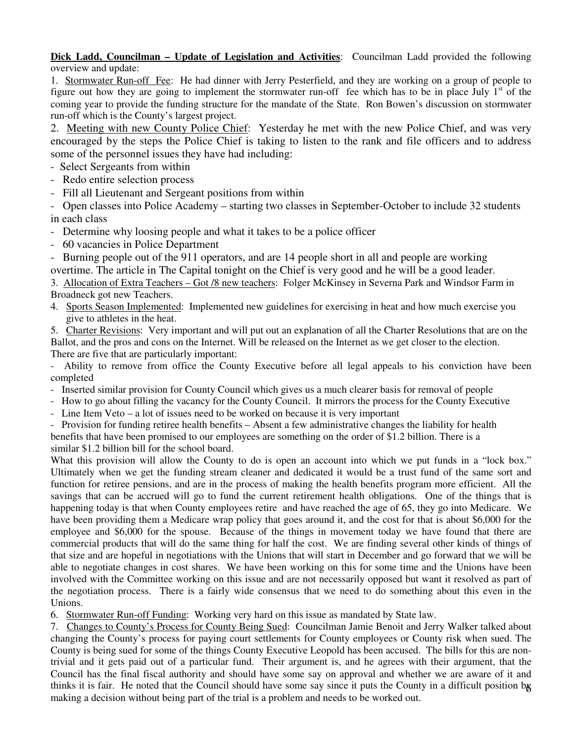**Dick Ladd, Councilman – Update of Legislation and Activities**: Councilman Ladd provided the following overview and update:

1. Stormwater Run-off Fee: He had dinner with Jerry Pesterfield, and they are working on a group of people to figure out how they are going to implement the stormwater run-off fee which has to be in place July 1st of the coming year to provide the funding structure for the mandate of the State. Ron Bowen's discussion on stormwater run-off which is the County's largest project.

2. Meeting with new County Police Chief: Yesterday he met with the new Police Chief, and was very encouraged by the steps the Police Chief is taking to listen to the rank and file officers and to address some of the personnel issues they have had including:

- Select Sergeants from within
- Redo entire selection process
- Fill all Lieutenant and Sergeant positions from within
- Open classes into Police Academy – starting two classes in September-October to include 32 students in each class
- Determine why loosing people and what it takes to be a police officer
- 60 vacancies in Police Department
- Burning people out of the 911 operators, and are 14 people short in all and people are working overtime. The article in The Capital tonight on the Chief is very good and he will be a good leader.

3. Allocation of Extra Teachers – Got /8 new teachers: Folger McKinsey in Severna Park and Windsor Farm in Broadneck got new Teachers.

4. Sports Season Implemented: Implemented new guidelines for exercising in heat and how much exercise you give to athletes in the heat.

5. Charter Revisions: Very important and will put out an explanation of all the Charter Resolutions that are on the Ballot, and the pros and cons on the Internet. Will be released on the Internet as we get closer to the election. There are five that are particularly important:

- Ability to remove from office the County Executive before all legal appeals to his conviction have been completed
- Inserted similar provision for County Council which gives us a much clearer basis for removal of people
- How to go about filling the vacancy for the County Council. It mirrors the process for the County Executive
- Line Item Veto – a lot of issues need to be worked on because it is very important
- Provision for funding retiree health benefits – Absent a few administrative changes the liability for health benefits that have been promised to our employees are something on the order of $1.2 billion. There is a similar $1.2 billion bill for the school board.

What this provision will allow the County to do is open an account into which we put funds in a "lock box." Ultimately when we get the funding stream cleaner and dedicated it would be a trust fund of the same sort and function for retiree pensions, and are in the process of making the health benefits program more efficient. All the savings that can be accrued will go to fund the current retirement health obligations. One of the things that is happening today is that when County employees retire and have reached the age of 65, they go into Medicare. We have been providing them a Medicare wrap policy that goes around it, and the cost for that is about $6,000 for the employee and $6,000 for the spouse. Because of the things in movement today we have found that there are commercial products that will do the same thing for half the cost. We are finding several other kinds of things of that size and are hopeful in negotiations with the Unions that will start in December and go forward that we will be able to negotiate changes in cost shares. We have been working on this for some time and the Unions have been involved with the Committee working on this issue and are not necessarily opposed but want it resolved as part of the negotiation process. There is a fairly wide consensus that we need to do something about this even in the Unions.

6. Stormwater Run-off Funding: Working very hard on this issue as mandated by State law.

7. Changes to County's Process for County Being Sued: Councilman Jamie Benoit and Jerry Walker talked about changing the County's process for paying court settlements for County employees or County risk when sued. The County is being sued for some of the things County Executive Leopold has been accused. The bills for this are non-trivial and it gets paid out of a particular fund. Their argument is, and he agrees with their argument, that the Council has the final fiscal authority and should have some say on approval and whether we are aware of it and thinks it is fair. He noted that the Council should have some say since it puts the County in a difficult position by making a decision without being part of the trial is a problem and needs to be worked out.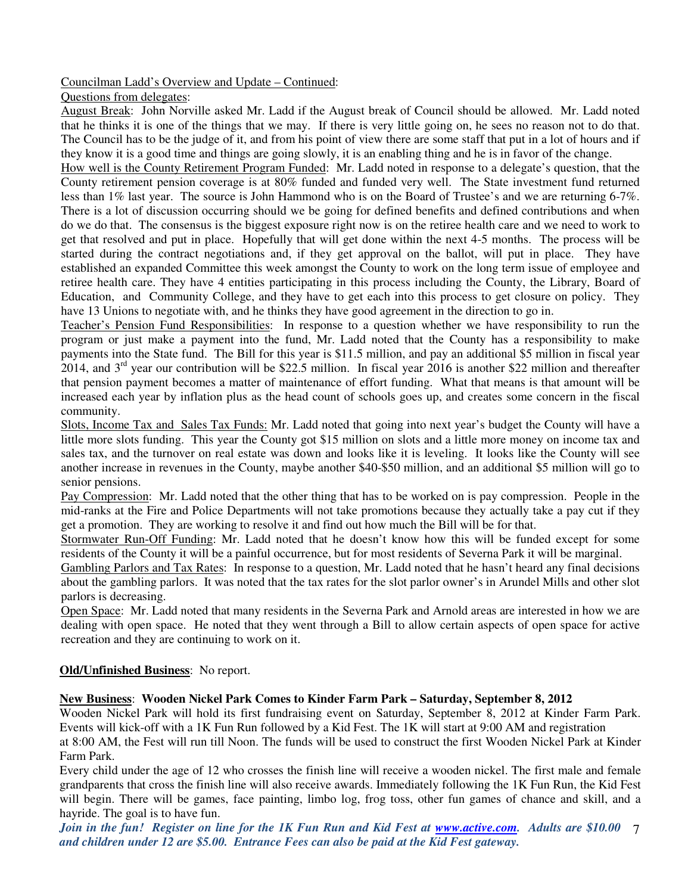Councilman Ladd's Overview and Update – Continued:

Questions from delegates:

August Break: John Norville asked Mr. Ladd if the August break of Council should be allowed. Mr. Ladd noted that he thinks it is one of the things that we may. If there is very little going on, he sees no reason not to do that. The Council has to be the judge of it, and from his point of view there are some staff that put in a lot of hours and if they know it is a good time and things are going slowly, it is an enabling thing and he is in favor of the change.

How well is the County Retirement Program Funded: Mr. Ladd noted in response to a delegate's question, that the County retirement pension coverage is at 80% funded and funded very well. The State investment fund returned less than 1% last year. The source is John Hammond who is on the Board of Trustee's and we are returning 6-7%. There is a lot of discussion occurring should we be going for defined benefits and defined contributions and when do we do that. The consensus is the biggest exposure right now is on the retiree health care and we need to work to get that resolved and put in place. Hopefully that will get done within the next 4-5 months. The process will be started during the contract negotiations and, if they get approval on the ballot, will put in place. They have established an expanded Committee this week amongst the County to work on the long term issue of employee and retiree health care. They have 4 entities participating in this process including the County, the Library, Board of Education, and Community College, and they have to get each into this process to get closure on policy. They have 13 Unions to negotiate with, and he thinks they have good agreement in the direction to go in.

Teacher's Pension Fund Responsibilities: In response to a question whether we have responsibility to run the program or just make a payment into the fund, Mr. Ladd noted that the County has a responsibility to make payments into the State fund. The Bill for this year is $11.5 million, and pay an additional $5 million in fiscal year 2014, and 3rd year our contribution will be $22.5 million. In fiscal year 2016 is another $22 million and thereafter that pension payment becomes a matter of maintenance of effort funding. What that means is that amount will be increased each year by inflation plus as the head count of schools goes up, and creates some concern in the fiscal community.

Slots, Income Tax and Sales Tax Funds: Mr. Ladd noted that going into next year's budget the County will have a little more slots funding. This year the County got $15 million on slots and a little more money on income tax and sales tax, and the turnover on real estate was down and looks like it is leveling. It looks like the County will see another increase in revenues in the County, maybe another $40-$50 million, and an additional $5 million will go to senior pensions.

Pay Compression: Mr. Ladd noted that the other thing that has to be worked on is pay compression. People in the mid-ranks at the Fire and Police Departments will not take promotions because they actually take a pay cut if they get a promotion. They are working to resolve it and find out how much the Bill will be for that.

Stormwater Run-Off Funding: Mr. Ladd noted that he doesn't know how this will be funded except for some residents of the County it will be a painful occurrence, but for most residents of Severna Park it will be marginal.

Gambling Parlors and Tax Rates: In response to a question, Mr. Ladd noted that he hasn't heard any final decisions about the gambling parlors. It was noted that the tax rates for the slot parlor owner's in Arundel Mills and other slot parlors is decreasing.

Open Space: Mr. Ladd noted that many residents in the Severna Park and Arnold areas are interested in how we are dealing with open space. He noted that they went through a Bill to allow certain aspects of open space for active recreation and they are continuing to work on it.

**Old/Unfinished Business**: No report.

**New Business**: **Wooden Nickel Park Comes to Kinder Farm Park – Saturday, September 8, 2012**

Wooden Nickel Park will hold its first fundraising event on Saturday, September 8, 2012 at Kinder Farm Park. Events will kick-off with a 1K Fun Run followed by a Kid Fest. The 1K will start at 9:00 AM and registration at 8:00 AM, the Fest will run till Noon. The funds will be used to construct the first Wooden Nickel Park at Kinder Farm Park.

Every child under the age of 12 who crosses the finish line will receive a wooden nickel. The first male and female grandparents that cross the finish line will also receive awards. Immediately following the 1K Fun Run, the Kid Fest will begin. There will be games, face painting, limbo log, frog toss, other fun games of chance and skill, and a hayride. The goal is to have fun.

***Join in the fun! Register on line for the 1K Fun Run and Kid Fest at www.active.com. Adults are $10.00 and children under 12 are $5.00. Entrance Fees can also be paid at the Kid Fest gateway.***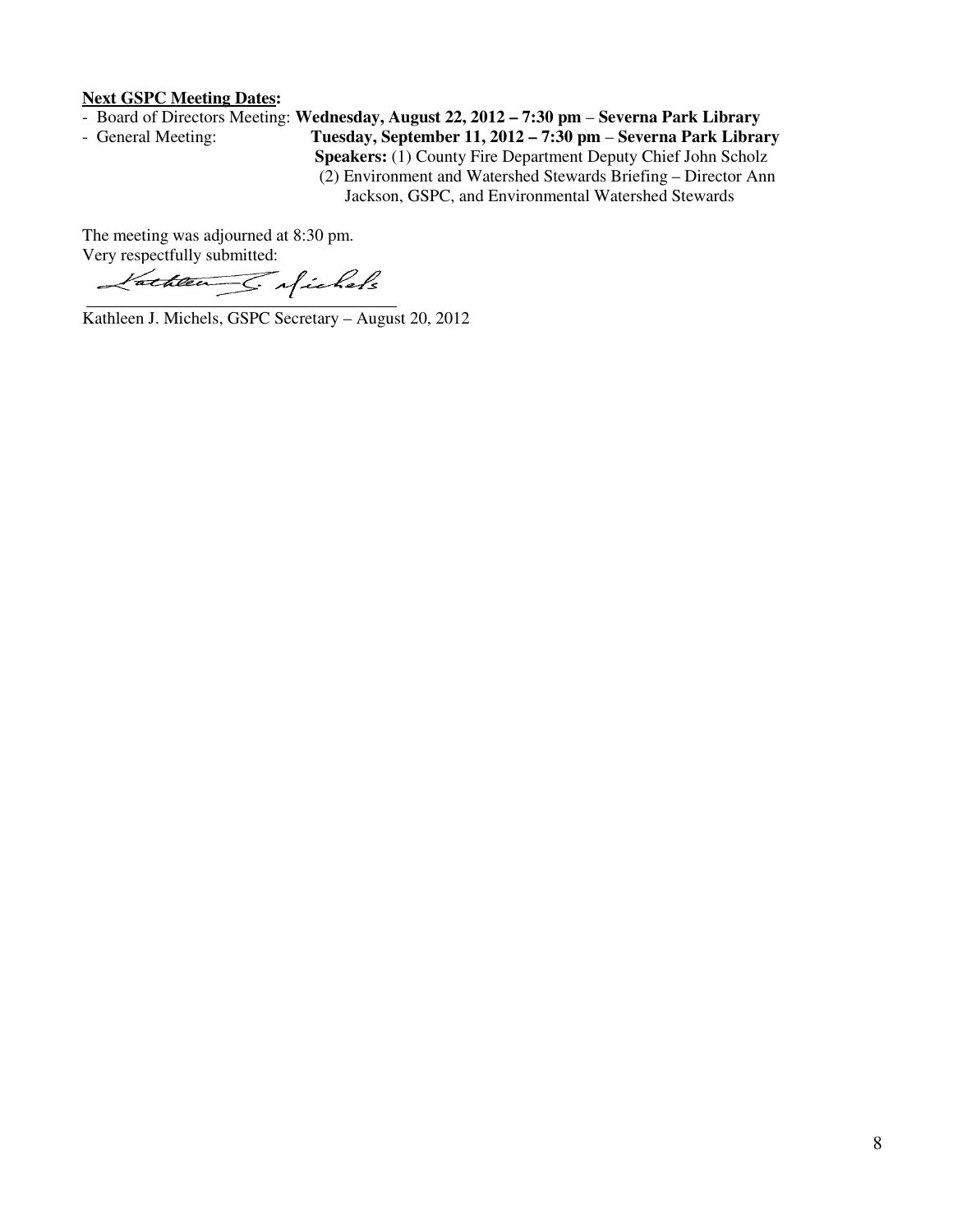**Next GSPC Meeting Dates:**

- Board of Directors Meeting: **Wednesday, August 22, 2012 – 7:30 pm** – **Severna Park Library**
- General Meeting: **Tuesday, September 11, 2012 – 7:30 pm** – **Severna Park Library**

  **Speakers:** (1) County Fire Department Deputy Chief John Scholz

  (2) Environment and Watershed Stewards Briefing – Director Ann Jackson, GSPC, and Environmental Watershed Stewards

The meeting was adjourned at 8:30 pm.

Very respectfully submitted:

Kathleen J. Michels, GSPC Secretary – August 20, 2012